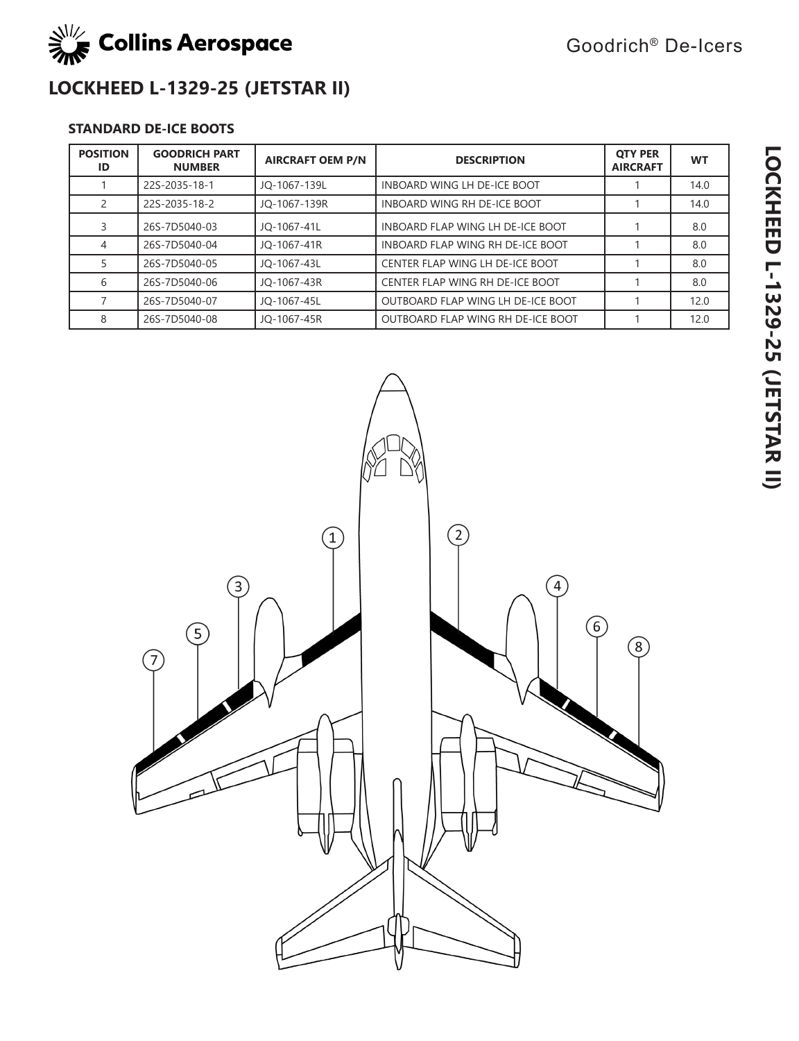# LOCKHEED L-1329-25 (JETSTAR II)

### STANDARD DE-ICE BOOTS

| POSITION ID | GOODRICH PART NUMBER | AIRCRAFT OEM P/N | DESCRIPTION | QTY PER AIRCRAFT | WT |
|---|---|---|---|---|---|
| 1 | 22S-2035-18-1 | JQ-1067-139L | INBOARD WING LH DE-ICE BOOT | 1 | 14.0 |
| 2 | 22S-2035-18-2 | JQ-1067-139R | INBOARD WING RH DE-ICE BOOT | 1 | 14.0 |
| 3 | 26S-7D5040-03 | JQ-1067-41L | INBOARD FLAP WING LH DE-ICE BOOT | 1 | 8.0 |
| 4 | 26S-7D5040-04 | JQ-1067-41R | INBOARD FLAP WING RH DE-ICE BOOT | 1 | 8.0 |
| 5 | 26S-7D5040-05 | JQ-1067-43L | CENTER FLAP WING LH DE-ICE BOOT | 1 | 8.0 |
| 6 | 26S-7D5040-06 | JQ-1067-43R | CENTER FLAP WING RH DE-ICE BOOT | 1 | 8.0 |
| 7 | 26S-7D5040-07 | JQ-1067-45L | OUTBOARD FLAP WING LH DE-ICE BOOT | 1 | 12.0 |
| 8 | 26S-7D5040-08 | JQ-1067-45R | OUTBOARD FLAP WING RH DE-ICE BOOT | 1 | 12.0 |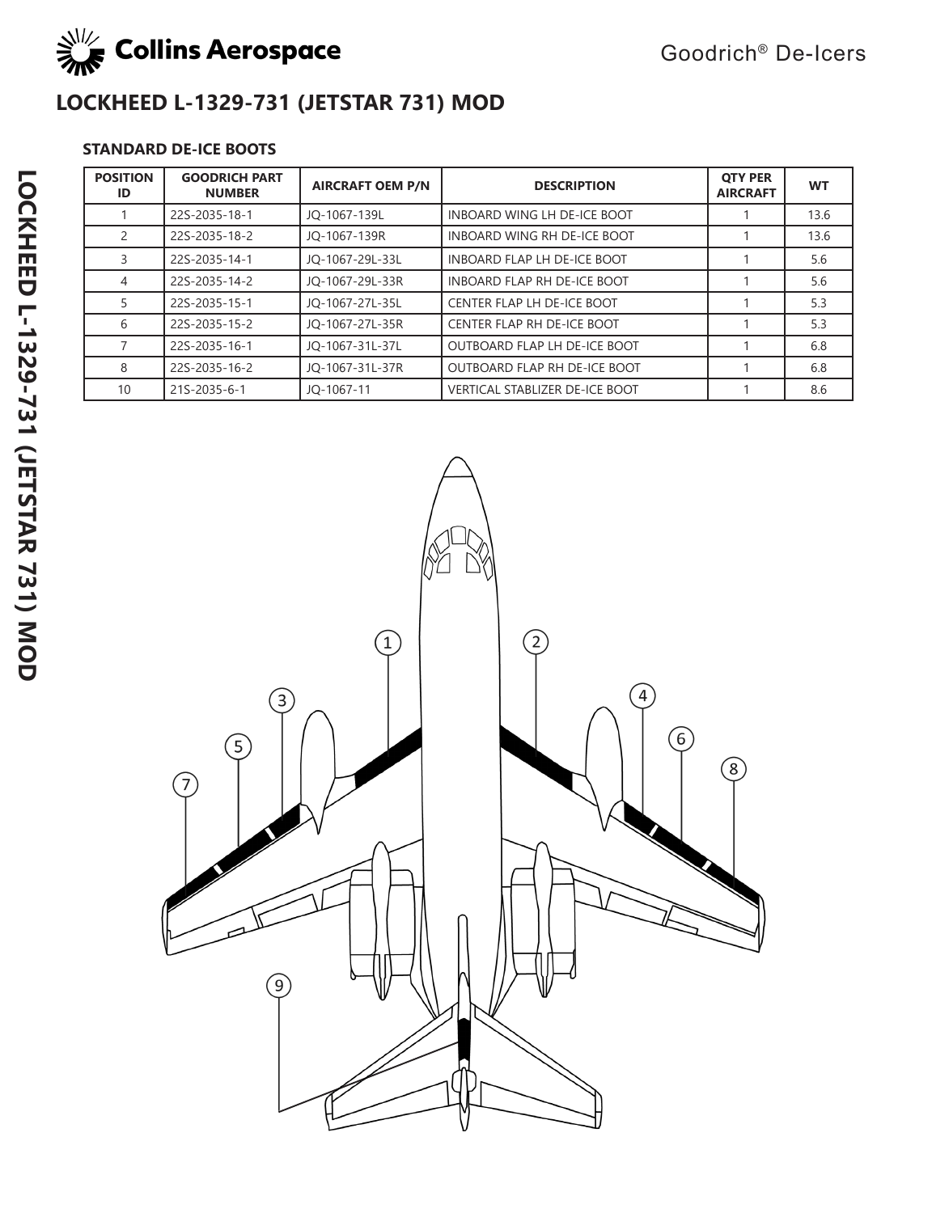# LOCKHEED L-1329-731 (JETSTAR 731) MOD

### STANDARD DE-ICE BOOTS

| POSITION ID | GOODRICH PART NUMBER | AIRCRAFT OEM P/N | DESCRIPTION | QTY PER AIRCRAFT | WT |
|---|---|---|---|---|---|
| 1 | 22S-2035-18-1 | JQ-1067-139L | INBOARD WING LH DE-ICE BOOT | 1 | 13.6 |
| 2 | 22S-2035-18-2 | JQ-1067-139R | INBOARD WING RH DE-ICE BOOT | 1 | 13.6 |
| 3 | 22S-2035-14-1 | JQ-1067-29L-33L | INBOARD FLAP LH DE-ICE BOOT | 1 | 5.6 |
| 4 | 22S-2035-14-2 | JQ-1067-29L-33R | INBOARD FLAP RH DE-ICE BOOT | 1 | 5.6 |
| 5 | 22S-2035-15-1 | JQ-1067-27L-35L | CENTER FLAP LH DE-ICE BOOT | 1 | 5.3 |
| 6 | 22S-2035-15-2 | JQ-1067-27L-35R | CENTER FLAP RH DE-ICE BOOT | 1 | 5.3 |
| 7 | 22S-2035-16-1 | JQ-1067-31L-37L | OUTBOARD FLAP LH DE-ICE BOOT | 1 | 6.8 |
| 8 | 22S-2035-16-2 | JQ-1067-31L-37R | OUTBOARD FLAP RH DE-ICE BOOT | 1 | 6.8 |
| 10 | 21S-2035-6-1 | JQ-1067-11 | VERTICAL STABLIZER DE-ICE BOOT | 1 | 8.6 |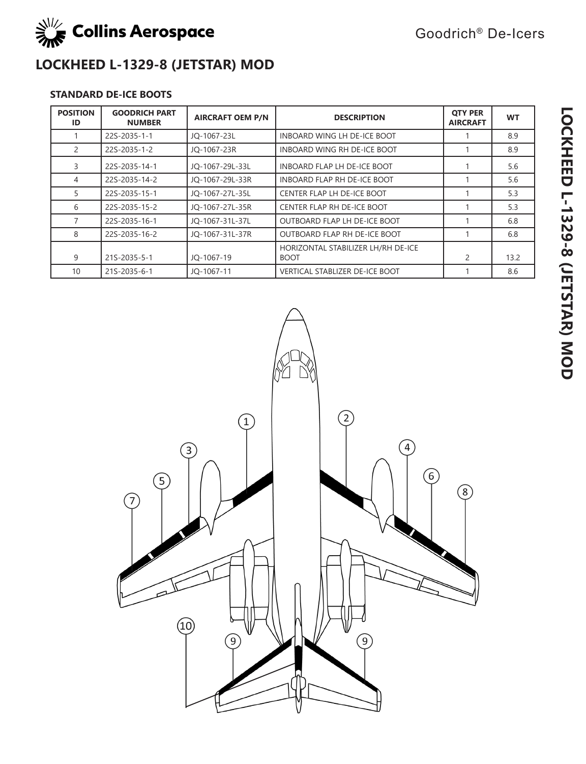# LOCKHEED L-1329-8 (JETSTAR) MOD

### STANDARD DE-ICE BOOTS

| POSITION ID | GOODRICH PART NUMBER | AIRCRAFT OEM P/N | DESCRIPTION | QTY PER AIRCRAFT | WT |
|---|---|---|---|---|---|
| 1 | 22S-2035-1-1 | JQ-1067-23L | INBOARD WING LH DE-ICE BOOT | 1 | 8.9 |
| 2 | 22S-2035-1-2 | JQ-1067-23R | INBOARD WING RH DE-ICE BOOT | 1 | 8.9 |
| 3 | 22S-2035-14-1 | JQ-1067-29L-33L | INBOARD FLAP LH DE-ICE BOOT | 1 | 5.6 |
| 4 | 22S-2035-14-2 | JQ-1067-29L-33R | INBOARD FLAP RH DE-ICE BOOT | 1 | 5.6 |
| 5 | 22S-2035-15-1 | JQ-1067-27L-35L | CENTER FLAP LH DE-ICE BOOT | 1 | 5.3 |
| 6 | 22S-2035-15-2 | JQ-1067-27L-35R | CENTER FLAP RH DE-ICE BOOT | 1 | 5.3 |
| 7 | 22S-2035-16-1 | JQ-1067-31L-37L | OUTBOARD FLAP LH DE-ICE BOOT | 1 | 6.8 |
| 8 | 22S-2035-16-2 | JQ-1067-31L-37R | OUTBOARD FLAP RH DE-ICE BOOT | 1 | 6.8 |
| 9 | 21S-2035-5-1 | JQ-1067-19 | HORIZONTAL STABILIZER LH/RH DE-ICE BOOT | 2 | 13.2 |
| 10 | 21S-2035-6-1 | JQ-1067-11 | VERTICAL STABLIZER DE-ICE BOOT | 1 | 8.6 |

1
2
3
4
5
6
7
8
9
9
10